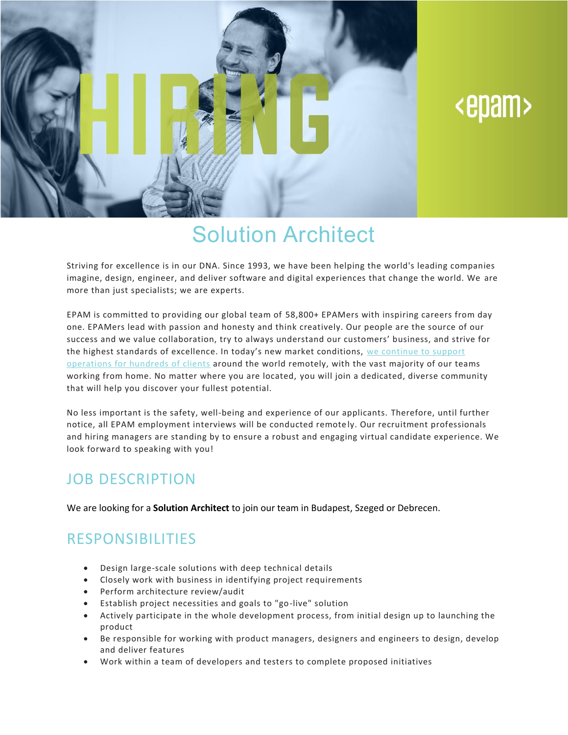# Solution Architect

Striving for excellence is in our DNA. Since 1993, we have been helping the world's leading companies imagine, design, engineer, and deliver software and digital experiences that change the world. We are more than just specialists; we are experts.

EPAM is committed to providing our global team of 58,800+ EPAMers with inspiring careers from day one. EPAMers lead with passion and honesty and think creatively. Our people are the source of our success and we value collaboration, try to always understand our customers' business, and strive for the highest standards of excellence. In today's new market conditions, we continue to support operations for hundreds of clients around the world remotely, with the vast majority of our teams working from home. No matter where you are located, you will join a dedicated, diverse community that will help you discover your fullest potential.

No less important is the safety, well-being and experience of our applicants. Therefore, until further notice, all EPAM employment interviews will be conducted remotely. Our recruitment professionals and hiring managers are standing by to ensure a robust and engaging virtual candidate experience. We look forward to speaking with you!

## JOB DESCRIPTION

We are looking for a **Solution Architect** to join our team in Budapest, Szeged or Debrecen.

## RESPONSIBILITIES

- Design large-scale solutions with deep technical details
- Closely work with business in identifying project requirements
- Perform architecture review/audit
- Establish project necessities and goals to "go-live" solution
- Actively participate in the whole development process, from initial design up to launching the product
- Be responsible for working with product managers, designers and engineers to design, develop and deliver features
- Work within a team of developers and testers to complete proposed initiatives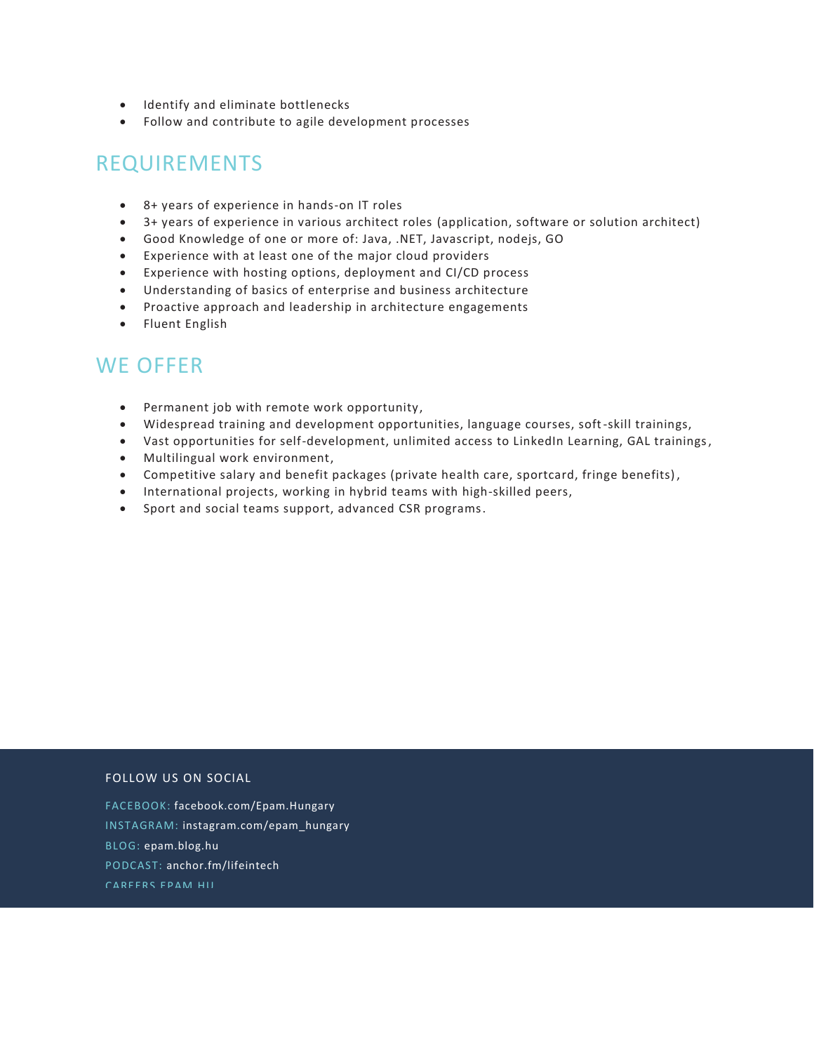- Identify and eliminate bottlenecks
- Follow and contribute to agile development processes

## REQUIREMENTS

- 8+ years of experience in hands-on IT roles
- 3+ years of experience in various architect roles (application, software or solution architect)
- Good Knowledge of one or more of: Java, .NET, Javascript, nodejs, GO
- Experience with at least one of the major cloud providers
- Experience with hosting options, deployment and CI/CD process
- Understanding of basics of enterprise and business architecture
- Proactive approach and leadership in architecture engagements
- Fluent English

## WE OFFER

- Permanent job with remote work opportunity,
- Widespread training and development opportunities, language courses, soft-skill trainings,
- Vast opportunities for self-development, unlimited access to LinkedIn Learning, GAL trainings,
- Multilingual work environment,
- Competitive salary and benefit packages (private health care, sportcard, fringe benefits),
- International projects, working in hybrid teams with high-skilled peers,
- Sport and social teams support, advanced CSR programs.

FOLLOW US ON SOCIAL

FACEBOOK: facebook.com/Epam.Hungary

INSTAGRAM: instagram.com/epam_hungary

BLOG: epam.blog.hu

PODCAST: anchor.fm/lifeintech

CAREERS.EPAM.HU